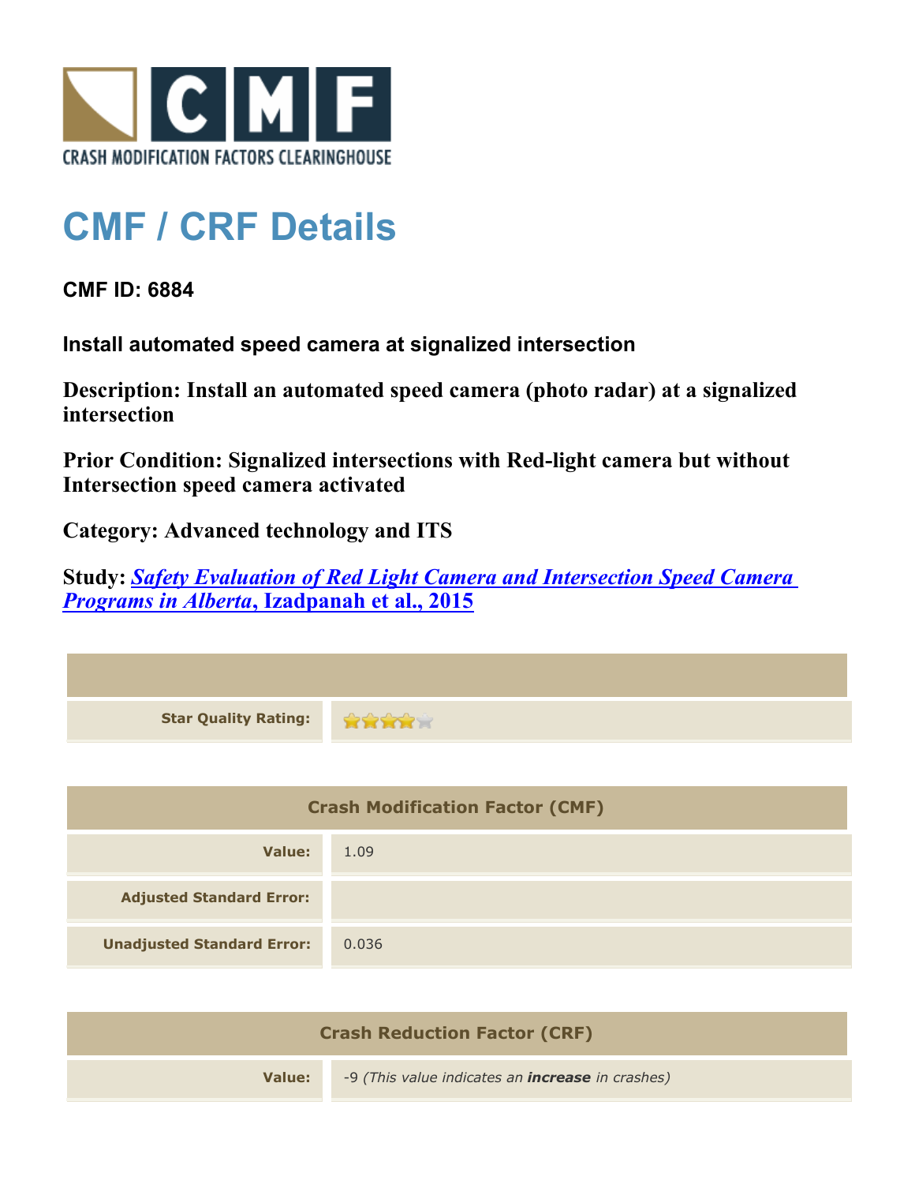CRASH MODIFICATION FACTORS CLEARINGHOUSE

# CMF / CRF Details

## CMF ID: 6884

### Install automated speed camera at signalized intersection

**Description: Install an automated speed camera (photo radar) at a signalized intersection**

**Prior Condition: Signalized intersections with Red-light camera but without Intersection speed camera activated**

**Category: Advanced technology and ITS**

**Study: *Safety Evaluation of Red Light Camera and Intersection Speed Camera Programs in Alberta*, Izadpanah et al., 2015**

| | |
|---|---|
| **Star Quality Rating:** | 4 of 5 stars |

| Crash Modification Factor (CMF) | |
|---|---|
| **Value:** | 1.09 |
| **Adjusted Standard Error:** | |
| **Unadjusted Standard Error:** | 0.036 |

| Crash Reduction Factor (CRF) | |
|---|---|
| **Value:** | -9 *(This value indicates an **increase** in crashes)* |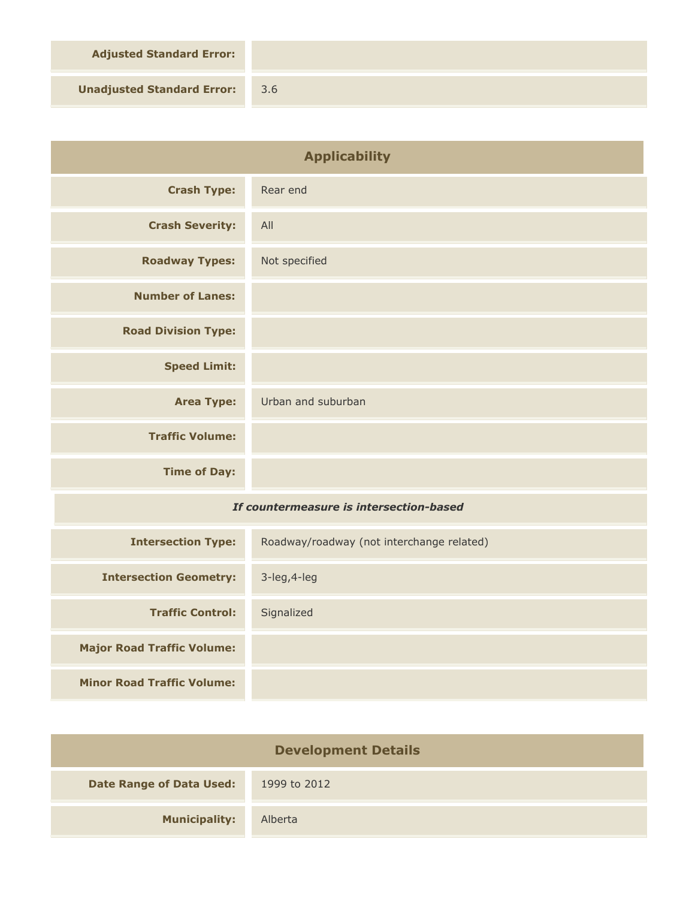| | |
|---|---|
| **Adjusted Standard Error:** | |
| **Unadjusted Standard Error:** | 3.6 |

## Applicability

| | |
|---|---|
| **Crash Type:** | Rear end |
| **Crash Severity:** | All |
| **Roadway Types:** | Not specified |
| **Number of Lanes:** | |
| **Road Division Type:** | |
| **Speed Limit:** | |
| **Area Type:** | Urban and suburban |
| **Traffic Volume:** | |
| **Time of Day:** | |

***If countermeasure is intersection-based***

| | |
|---|---|
| **Intersection Type:** | Roadway/roadway (not interchange related) |
| **Intersection Geometry:** | 3-leg,4-leg |
| **Traffic Control:** | Signalized |
| **Major Road Traffic Volume:** | |
| **Minor Road Traffic Volume:** | |

## Development Details

| | |
|---|---|
| **Date Range of Data Used:** | 1999 to 2012 |
| **Municipality:** | Alberta |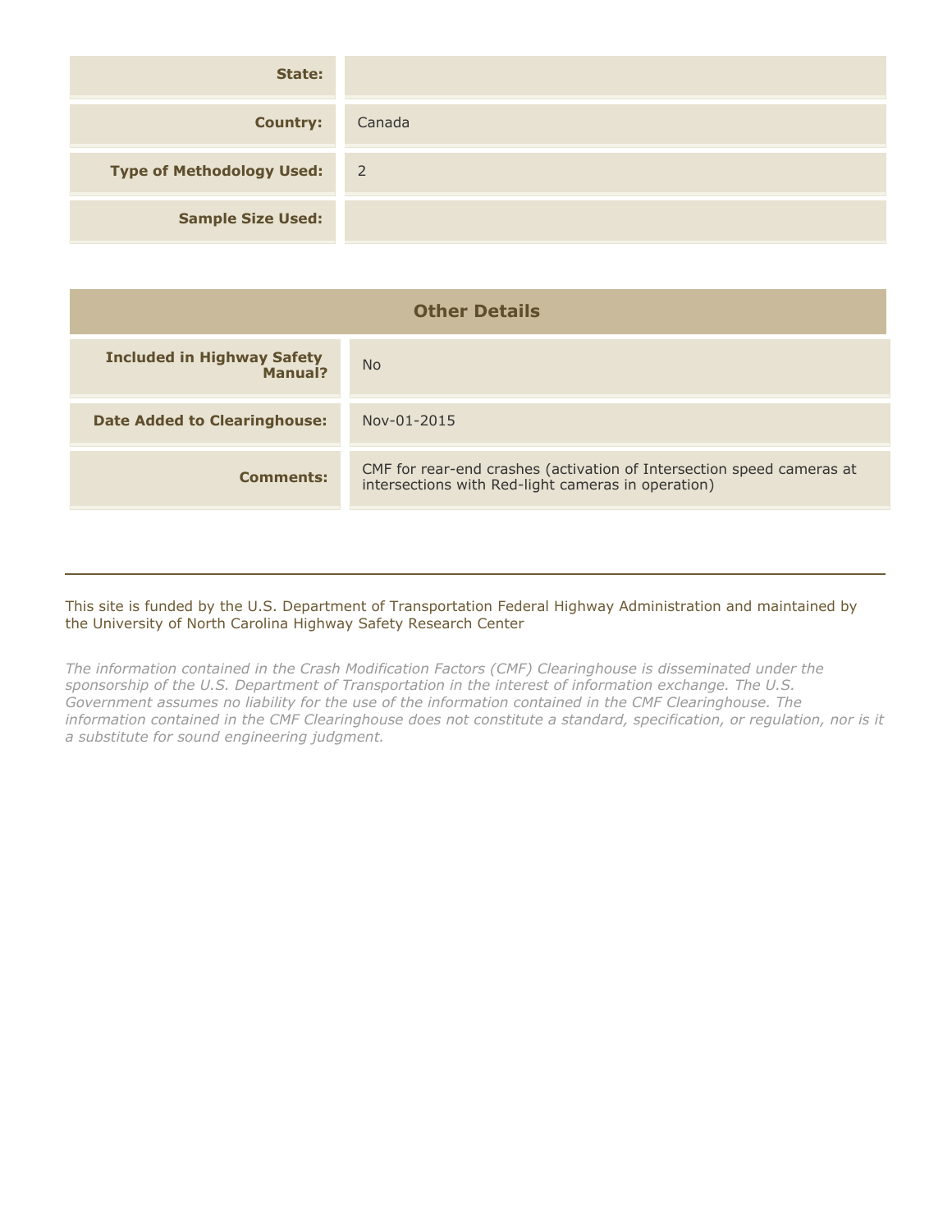| | |
|---|---|
| **State:** | |
| **Country:** | Canada |
| **Type of Methodology Used:** | 2 |
| **Sample Size Used:** | |

## Other Details

| | |
|---|---|
| **Included in Highway Safety Manual?** | No |
| **Date Added to Clearinghouse:** | Nov-01-2015 |
| **Comments:** | CMF for rear-end crashes (activation of Intersection speed cameras at intersections with Red-light cameras in operation) |

---

This site is funded by the U.S. Department of Transportation Federal Highway Administration and maintained by the University of North Carolina Highway Safety Research Center

*The information contained in the Crash Modification Factors (CMF) Clearinghouse is disseminated under the sponsorship of the U.S. Department of Transportation in the interest of information exchange. The U.S. Government assumes no liability for the use of the information contained in the CMF Clearinghouse. The information contained in the CMF Clearinghouse does not constitute a standard, specification, or regulation, nor is it a substitute for sound engineering judgment.*